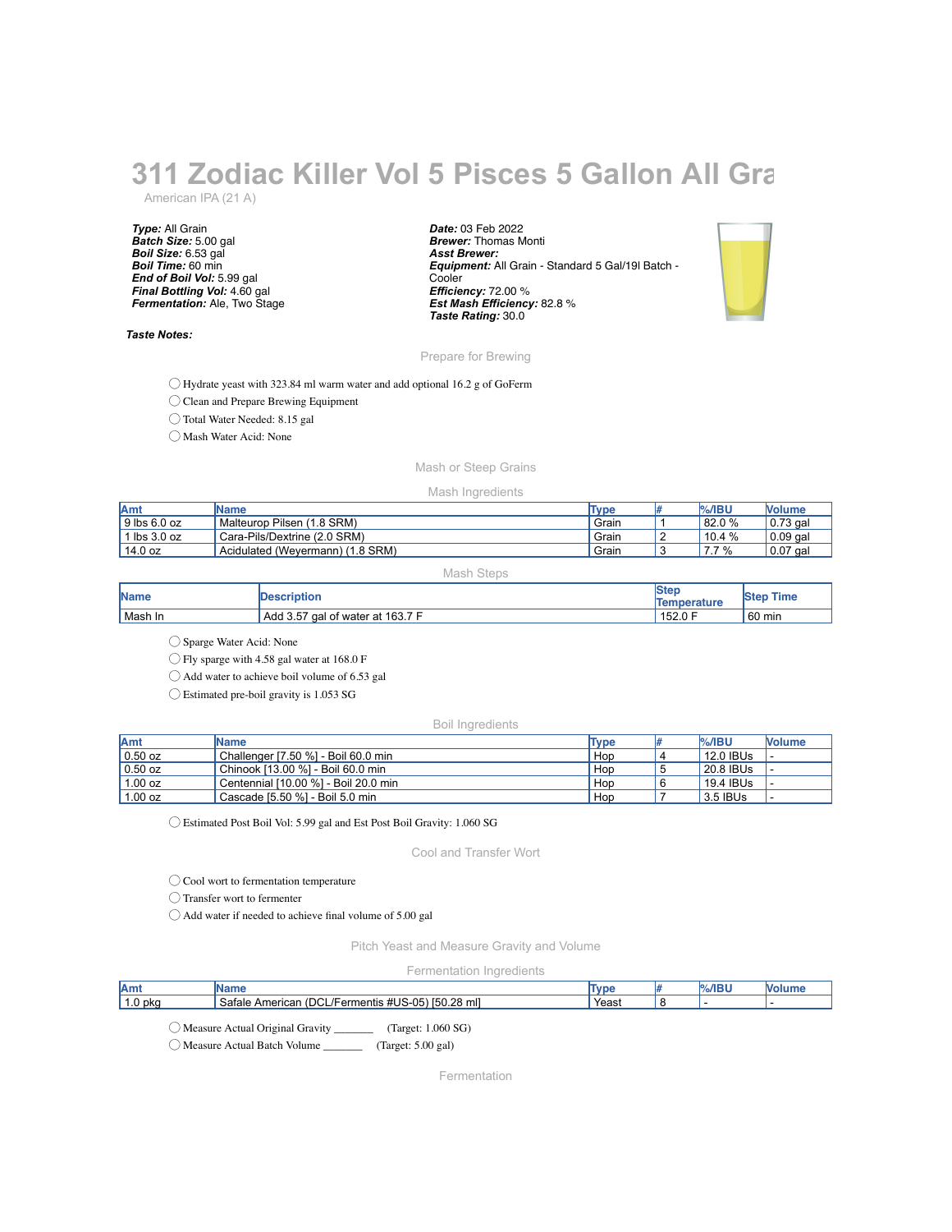# 311 Zodiac Killer Vol 5 Pisces 5 Gallon All Gra

American IPA (21 A)

***Type:*** All Grain
***Batch Size:*** 5.00 gal
***Boil Size:*** 6.53 gal
***Boil Time:*** 60 min
***End of Boil Vol:*** 5.99 gal
***Final Bottling Vol:*** 4.60 gal
***Fermentation:*** Ale, Two Stage

***Date:*** 03 Feb 2022
***Brewer:*** Thomas Monti
***Asst Brewer:***
***Equipment:*** All Grain - Standard 5 Gal/19l Batch - Cooler
***Efficiency:*** 72.00 %
***Est Mash Efficiency:*** 82.8 %
***Taste Rating:*** 30.0

***Taste Notes:***

## Prepare for Brewing

- ◯ Hydrate yeast with 323.84 ml warm water and add optional 16.2 g of GoFerm
- ◯ Clean and Prepare Brewing Equipment
- ◯ Total Water Needed: 8.15 gal
- ◯ Mash Water Acid: None

## Mash or Steep Grains

### Mash Ingredients

| Amt | Name | Type | # | %/IBU | Volume |
|---|---|---|---|---|---|
| 9 lbs 6.0 oz | Malteurop Pilsen (1.8 SRM) | Grain | 1 | 82.0 % | 0.73 gal |
| 1 lbs 3.0 oz | Cara-Pils/Dextrine (2.0 SRM) | Grain | 2 | 10.4 % | 0.09 gal |
| 14.0 oz | Acidulated (Weyermann) (1.8 SRM) | Grain | 3 | 7.7 % | 0.07 gal |

### Mash Steps

| Name | Description | Step Temperature | Step Time |
|---|---|---|---|
| Mash In | Add 3.57 gal of water at 163.7 F | 152.0 F | 60 min |

- ◯ Sparge Water Acid: None
- ◯ Fly sparge with 4.58 gal water at 168.0 F
- ◯ Add water to achieve boil volume of 6.53 gal
- ◯ Estimated pre-boil gravity is 1.053 SG

### Boil Ingredients

| Amt | Name | Type | # | %/IBU | Volume |
|---|---|---|---|---|---|
| 0.50 oz | Challenger [7.50 %] - Boil 60.0 min | Hop | 4 | 12.0 IBUs | - |
| 0.50 oz | Chinook [13.00 %] - Boil 60.0 min | Hop | 5 | 20.8 IBUs | - |
| 1.00 oz | Centennial [10.00 %] - Boil 20.0 min | Hop | 6 | 19.4 IBUs | - |
| 1.00 oz | Cascade [5.50 %] - Boil 5.0 min | Hop | 7 | 3.5 IBUs | - |

- ◯ Estimated Post Boil Vol: 5.99 gal and Est Post Boil Gravity: 1.060 SG

## Cool and Transfer Wort

- ◯ Cool wort to fermentation temperature
- ◯ Transfer wort to fermenter
- ◯ Add water if needed to achieve final volume of 5.00 gal

## Pitch Yeast and Measure Gravity and Volume

### Fermentation Ingredients

| Amt | Name | Type | # | %/IBU | Volume |
|---|---|---|---|---|---|
| 1.0 pkg | Safale American (DCL/Fermentis #US-05) [50.28 ml] | Yeast | 8 | - | - |

- ◯ Measure Actual Original Gravity _______ (Target: 1.060 SG)
- ◯ Measure Actual Batch Volume _______ (Target: 5.00 gal)

## Fermentation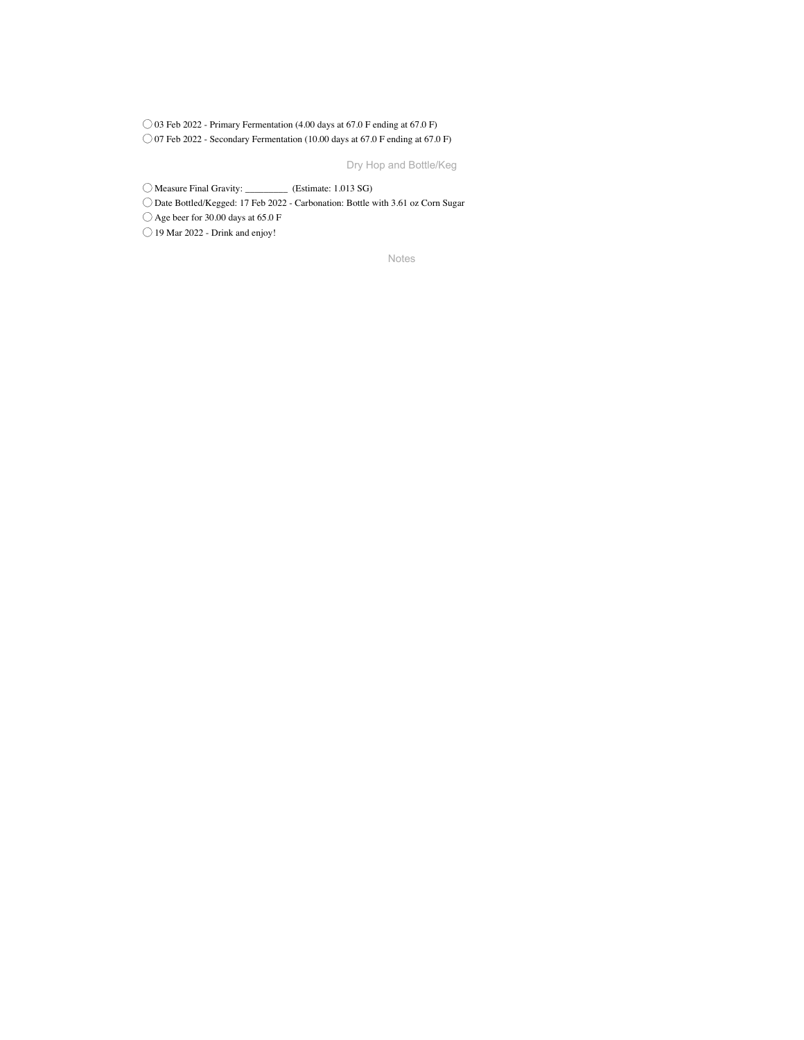◯ 03 Feb 2022 - Primary Fermentation (4.00 days at 67.0 F ending at 67.0 F)
◯ 07 Feb 2022 - Secondary Fermentation (10.00 days at 67.0 F ending at 67.0 F)

## Dry Hop and Bottle/Keg

◯ Measure Final Gravity: _________ (Estimate: 1.013 SG)
◯ Date Bottled/Kegged: 17 Feb 2022 - Carbonation: Bottle with 3.61 oz Corn Sugar
◯ Age beer for 30.00 days at 65.0 F
◯ 19 Mar 2022 - Drink and enjoy!

## Notes